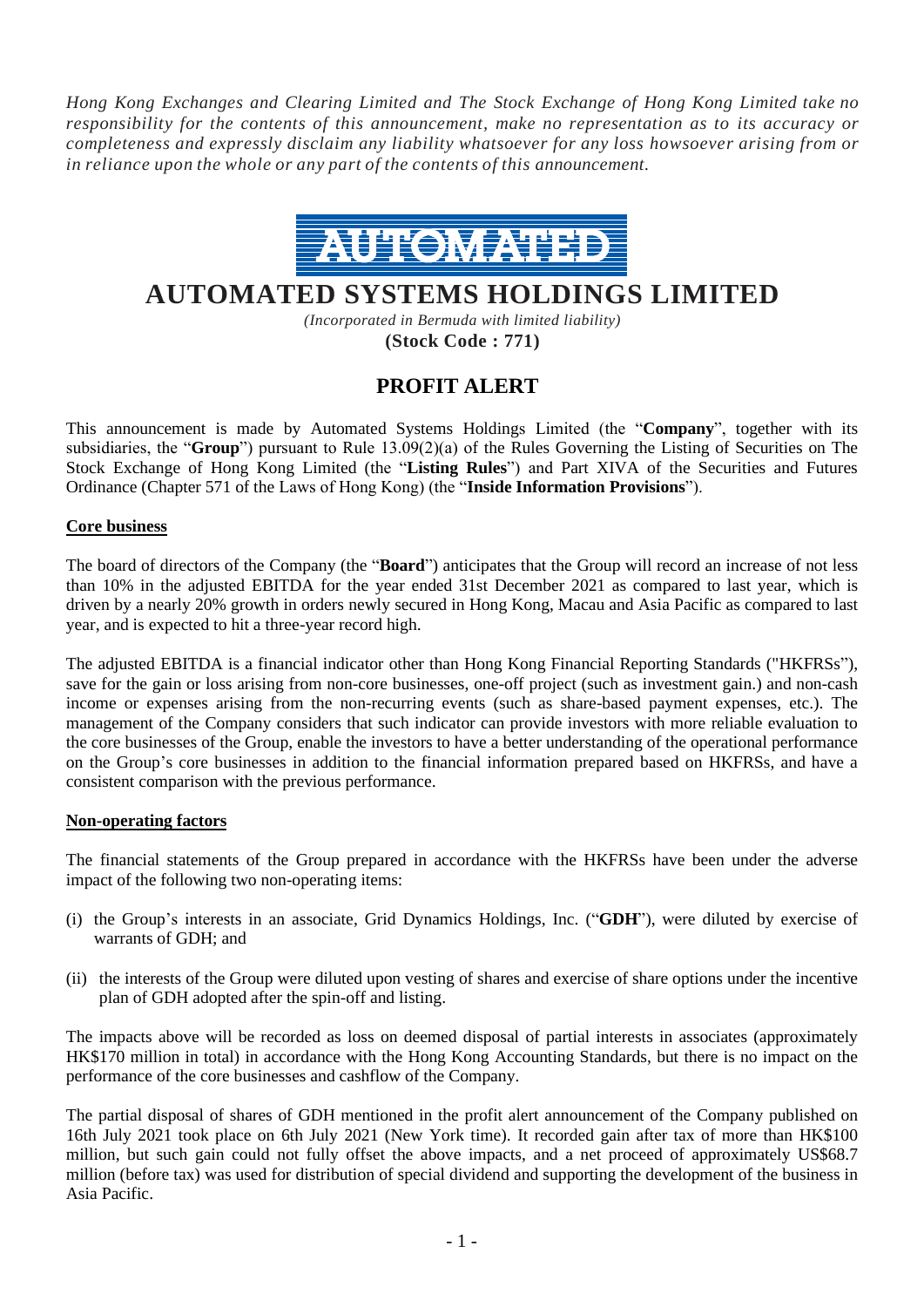*Hong Kong Exchanges and Clearing Limited and The Stock Exchange of Hong Kong Limited take no responsibility for the contents of this announcement, make no representation as to its accuracy or completeness and expressly disclaim any liability whatsoever for any loss howsoever arising from or in reliance upon the whole or any part of the contents of this announcement.*

AUTOMATED

# AUTOMATED SYSTEMS HOLDINGS LIMITED

*(Incorporated in Bermuda with limited liability)*

**(Stock Code : 771)**

## PROFIT ALERT

This announcement is made by Automated Systems Holdings Limited (the "**Company**", together with its subsidiaries, the "**Group**") pursuant to Rule 13.09(2)(a) of the Rules Governing the Listing of Securities on The Stock Exchange of Hong Kong Limited (the "**Listing Rules**") and Part XIVA of the Securities and Futures Ordinance (Chapter 571 of the Laws of Hong Kong) (the "**Inside Information Provisions**").

**Core business**

The board of directors of the Company (the "**Board**") anticipates that the Group will record an increase of not less than 10% in the adjusted EBITDA for the year ended 31st December 2021 as compared to last year, which is driven by a nearly 20% growth in orders newly secured in Hong Kong, Macau and Asia Pacific as compared to last year, and is expected to hit a three-year record high.

The adjusted EBITDA is a financial indicator other than Hong Kong Financial Reporting Standards ("HKFRSs"), save for the gain or loss arising from non-core businesses, one-off project (such as investment gain.) and non-cash income or expenses arising from the non-recurring events (such as share-based payment expenses, etc.). The management of the Company considers that such indicator can provide investors with more reliable evaluation to the core businesses of the Group, enable the investors to have a better understanding of the operational performance on the Group's core businesses in addition to the financial information prepared based on HKFRSs, and have a consistent comparison with the previous performance.

**Non-operating factors**

The financial statements of the Group prepared in accordance with the HKFRSs have been under the adverse impact of the following two non-operating items:

(i) the Group's interests in an associate, Grid Dynamics Holdings, Inc. ("**GDH**"), were diluted by exercise of warrants of GDH; and

(ii) the interests of the Group were diluted upon vesting of shares and exercise of share options under the incentive plan of GDH adopted after the spin-off and listing.

The impacts above will be recorded as loss on deemed disposal of partial interests in associates (approximately HK$170 million in total) in accordance with the Hong Kong Accounting Standards, but there is no impact on the performance of the core businesses and cashflow of the Company.

The partial disposal of shares of GDH mentioned in the profit alert announcement of the Company published on 16th July 2021 took place on 6th July 2021 (New York time). It recorded gain after tax of more than HK$100 million, but such gain could not fully offset the above impacts, and a net proceed of approximately US$68.7 million (before tax) was used for distribution of special dividend and supporting the development of the business in Asia Pacific.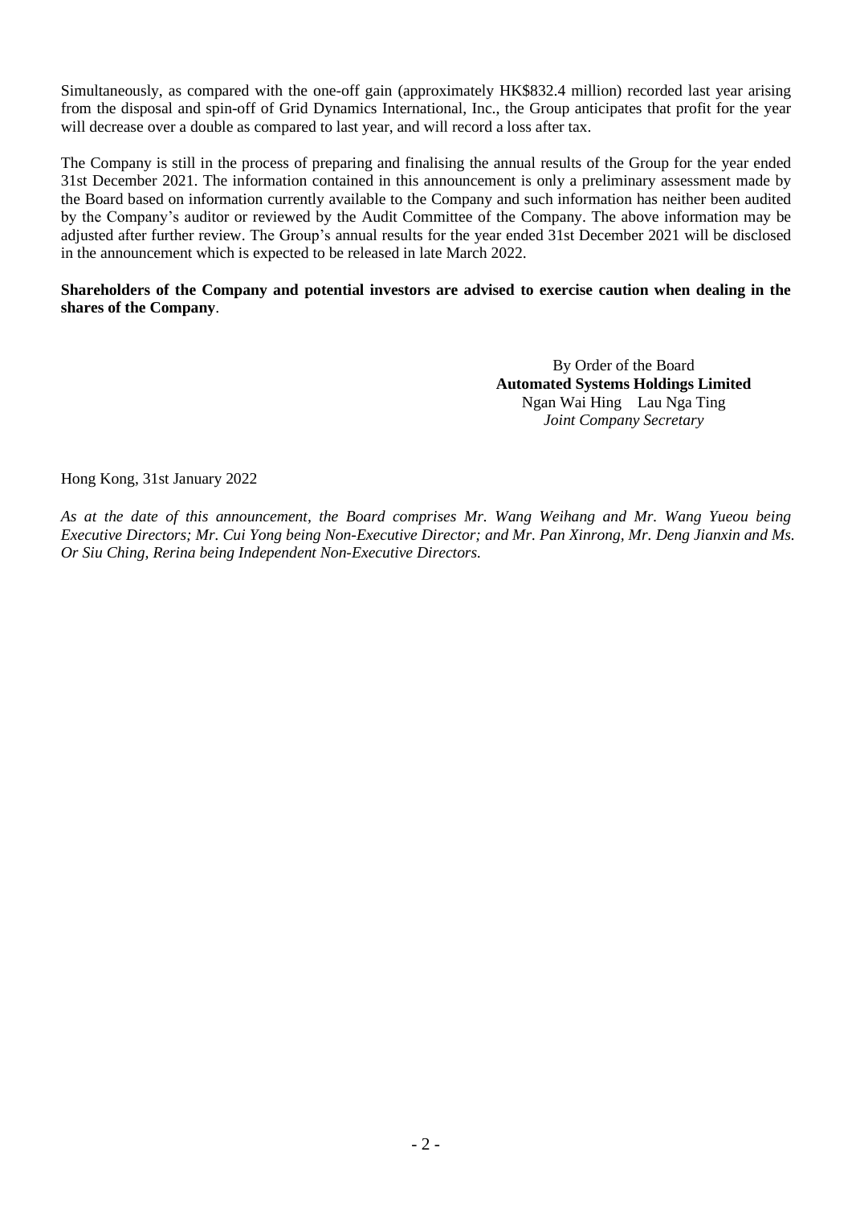Simultaneously, as compared with the one-off gain (approximately HK$832.4 million) recorded last year arising from the disposal and spin-off of Grid Dynamics International, Inc., the Group anticipates that profit for the year will decrease over a double as compared to last year, and will record a loss after tax.

The Company is still in the process of preparing and finalising the annual results of the Group for the year ended 31st December 2021. The information contained in this announcement is only a preliminary assessment made by the Board based on information currently available to the Company and such information has neither been audited by the Company's auditor or reviewed by the Audit Committee of the Company. The above information may be adjusted after further review. The Group's annual results for the year ended 31st December 2021 will be disclosed in the announcement which is expected to be released in late March 2022.

**Shareholders of the Company and potential investors are advised to exercise caution when dealing in the shares of the Company**.

By Order of the Board
**Automated Systems Holdings Limited**
Ngan Wai Hing Lau Nga Ting
*Joint Company Secretary*

Hong Kong, 31st January 2022

*As at the date of this announcement, the Board comprises Mr. Wang Weihang and Mr. Wang Yueou being Executive Directors; Mr. Cui Yong being Non-Executive Director; and Mr. Pan Xinrong, Mr. Deng Jianxin and Ms. Or Siu Ching, Rerina being Independent Non-Executive Directors.*